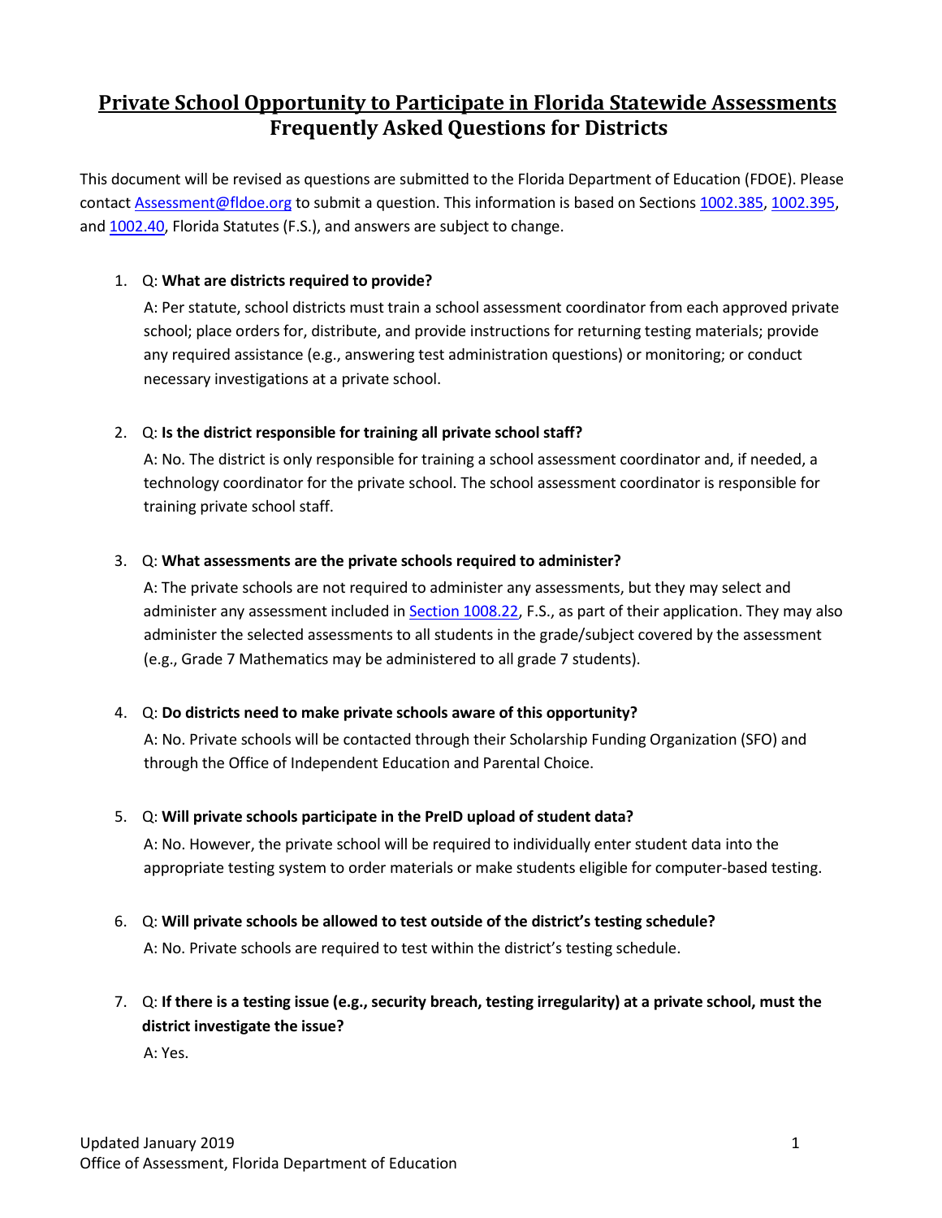# Private School Opportunity to Participate in Florida Statewide Assessments
# Frequently Asked Questions for Districts

This document will be revised as questions are submitted to the Florida Department of Education (FDOE). Please contact [Assessment@fldoe.org](mailto:Assessment@fldoe.org) to submit a question. This information is based on Sections [1002.385](), [1002.395](), and [1002.40](), Florida Statutes (F.S.), and answers are subject to change.

1. Q: **What are districts required to provide?**

   A: Per statute, school districts must train a school assessment coordinator from each approved private school; place orders for, distribute, and provide instructions for returning testing materials; provide any required assistance (e.g., answering test administration questions) or monitoring; or conduct necessary investigations at a private school.

2. Q: **Is the district responsible for training all private school staff?**

   A: No. The district is only responsible for training a school assessment coordinator and, if needed, a technology coordinator for the private school. The school assessment coordinator is responsible for training private school staff.

3. Q: **What assessments are the private schools required to administer?**

   A: The private schools are not required to administer any assessments, but they may select and administer any assessment included in [Section 1008.22](), F.S., as part of their application. They may also administer the selected assessments to all students in the grade/subject covered by the assessment (e.g., Grade 7 Mathematics may be administered to all grade 7 students).

4. Q: **Do districts need to make private schools aware of this opportunity?**

   A: No. Private schools will be contacted through their Scholarship Funding Organization (SFO) and through the Office of Independent Education and Parental Choice.

5. Q: **Will private schools participate in the PreID upload of student data?**

   A: No. However, the private school will be required to individually enter student data into the appropriate testing system to order materials or make students eligible for computer-based testing.

6. Q: **Will private schools be allowed to test outside of the district's testing schedule?**

   A: No. Private schools are required to test within the district's testing schedule.

7. Q: **If there is a testing issue (e.g., security breach, testing irregularity) at a private school, must the district investigate the issue?**

   A: Yes.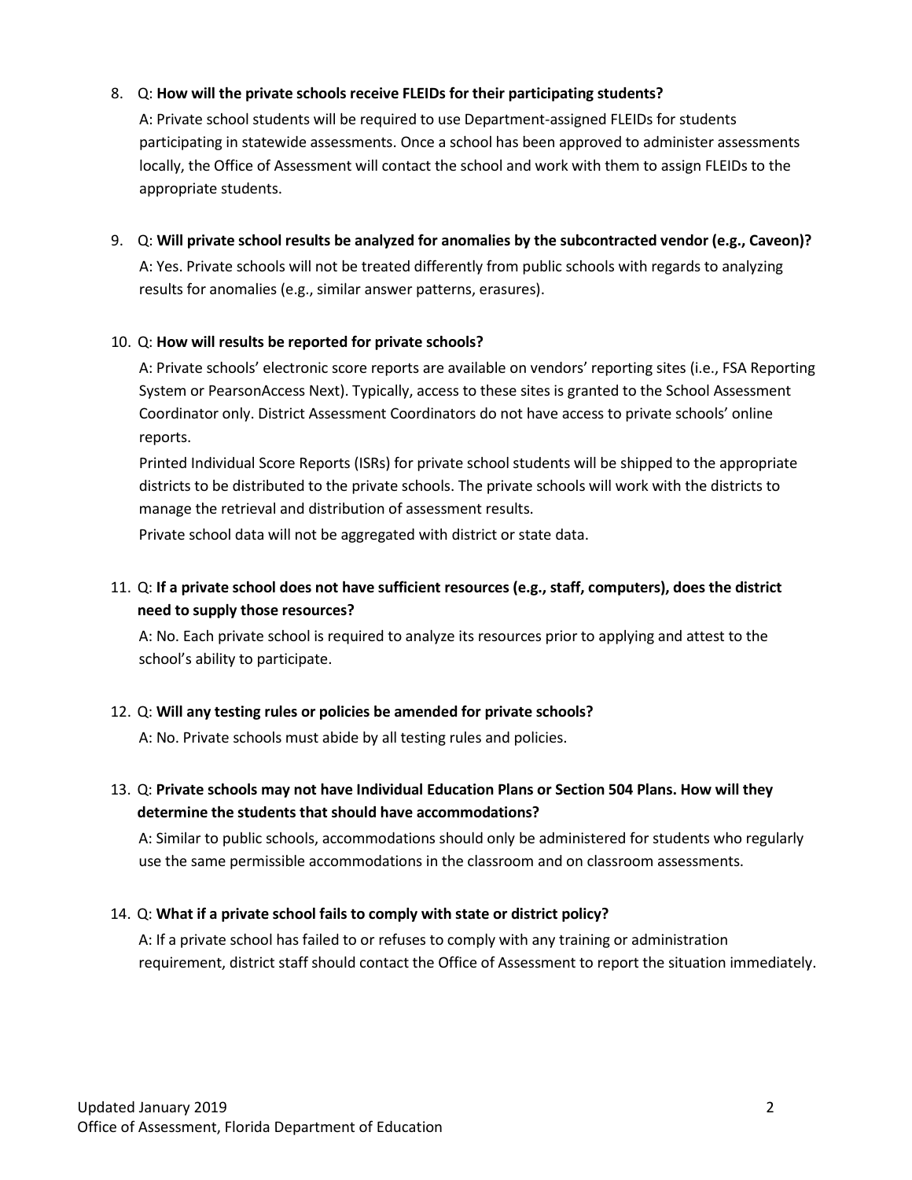8. Q: **How will the private schools receive FLEIDs for their participating students?**

   A: Private school students will be required to use Department-assigned FLEIDs for students participating in statewide assessments. Once a school has been approved to administer assessments locally, the Office of Assessment will contact the school and work with them to assign FLEIDs to the appropriate students.

9. Q: **Will private school results be analyzed for anomalies by the subcontracted vendor (e.g., Caveon)?**

   A: Yes. Private schools will not be treated differently from public schools with regards to analyzing results for anomalies (e.g., similar answer patterns, erasures).

10. Q: **How will results be reported for private schools?**

    A: Private schools' electronic score reports are available on vendors' reporting sites (i.e., FSA Reporting System or PearsonAccess Next). Typically, access to these sites is granted to the School Assessment Coordinator only. District Assessment Coordinators do not have access to private schools' online reports.

    Printed Individual Score Reports (ISRs) for private school students will be shipped to the appropriate districts to be distributed to the private schools. The private schools will work with the districts to manage the retrieval and distribution of assessment results.

    Private school data will not be aggregated with district or state data.

11. Q: **If a private school does not have sufficient resources (e.g., staff, computers), does the district need to supply those resources?**

    A: No. Each private school is required to analyze its resources prior to applying and attest to the school's ability to participate.

12. Q: **Will any testing rules or policies be amended for private schools?**

    A: No. Private schools must abide by all testing rules and policies.

13. Q: **Private schools may not have Individual Education Plans or Section 504 Plans. How will they determine the students that should have accommodations?**

    A: Similar to public schools, accommodations should only be administered for students who regularly use the same permissible accommodations in the classroom and on classroom assessments.

14. Q: **What if a private school fails to comply with state or district policy?**

    A: If a private school has failed to or refuses to comply with any training or administration requirement, district staff should contact the Office of Assessment to report the situation immediately.